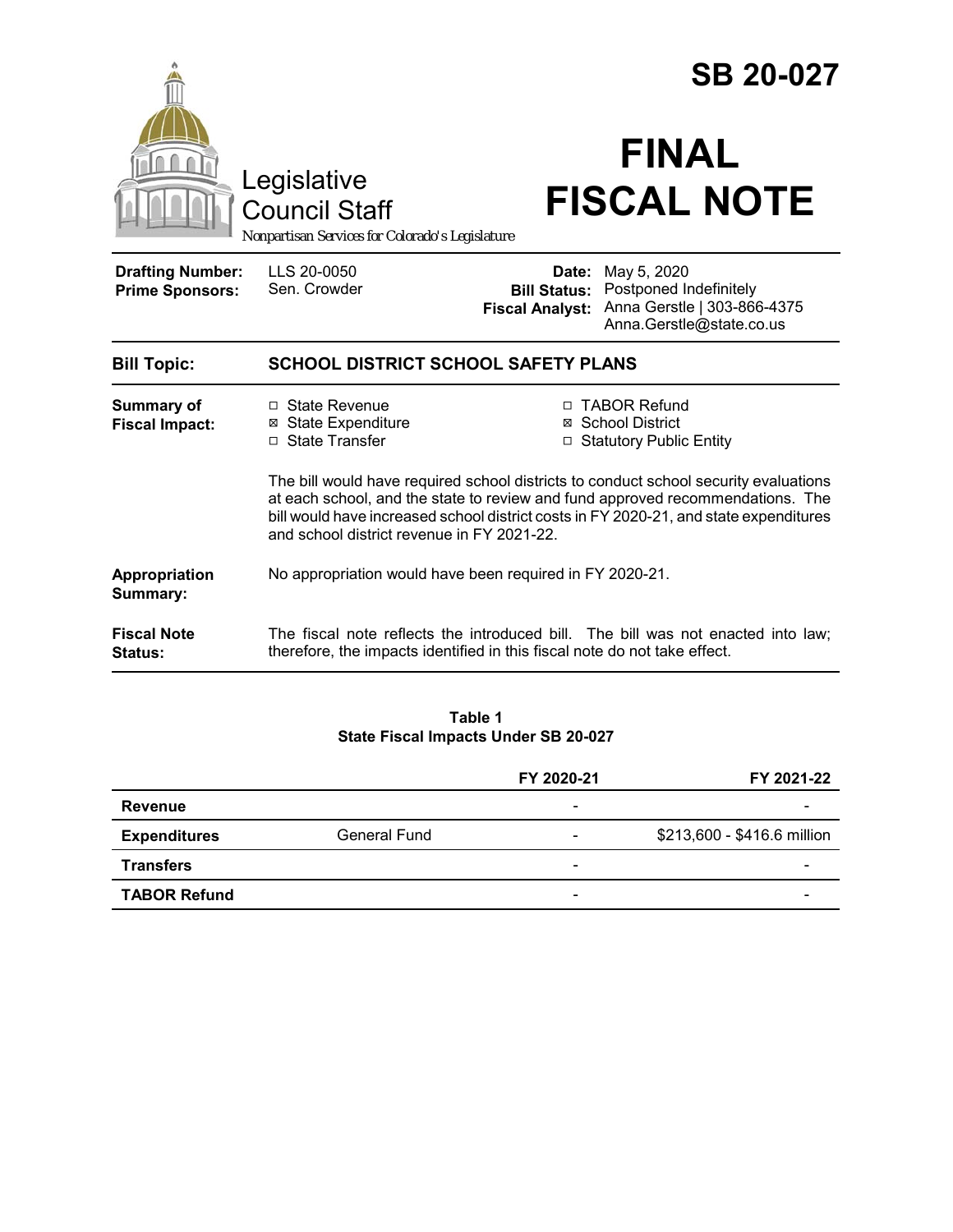# SB 20-027

# FINAL FISCAL NOTE

Legislative Council Staff

*Nonpartisan Services for Colorado's Legislature*

| | | | |
|---|---|---|---|
| **Drafting Number:** | LLS 20-0050 | **Date:** | May 5, 2020 |
| **Prime Sponsors:** | Sen. Crowder | **Bill Status:** | Postponed Indefinitely |
| | | **Fiscal Analyst:** | Anna Gerstle \| 303-866-4375<br>Anna.Gerstle@state.co.us |

| | |
|---|---|
| **Bill Topic:** | **SCHOOL DISTRICT SCHOOL SAFETY PLANS** |
| **Summary of Fiscal Impact:** | ☐ State Revenue<br>☒ State Expenditure<br>☐ State Transfer<br>☐ TABOR Refund<br>☒ School District<br>☐ Statutory Public Entity<br><br>The bill would have required school districts to conduct school security evaluations at each school, and the state to review and fund approved recommendations. The bill would have increased school district costs in FY 2020-21, and state expenditures and school district revenue in FY 2021-22. |
| **Appropriation Summary:** | No appropriation would have been required in FY 2020-21. |
| **Fiscal Note Status:** | The fiscal note reflects the introduced bill. The bill was not enacted into law; therefore, the impacts identified in this fiscal note do not take effect. |

**Table 1**
**State Fiscal Impacts Under SB 20-027**

| | | FY 2020-21 | FY 2021-22 |
|---|---|---|---|
| **Revenue** | | - | - |
| **Expenditures** | General Fund | - | \$213,600 - \$416.6 million |
| **Transfers** | | - | - |
| **TABOR Refund** | | - | - |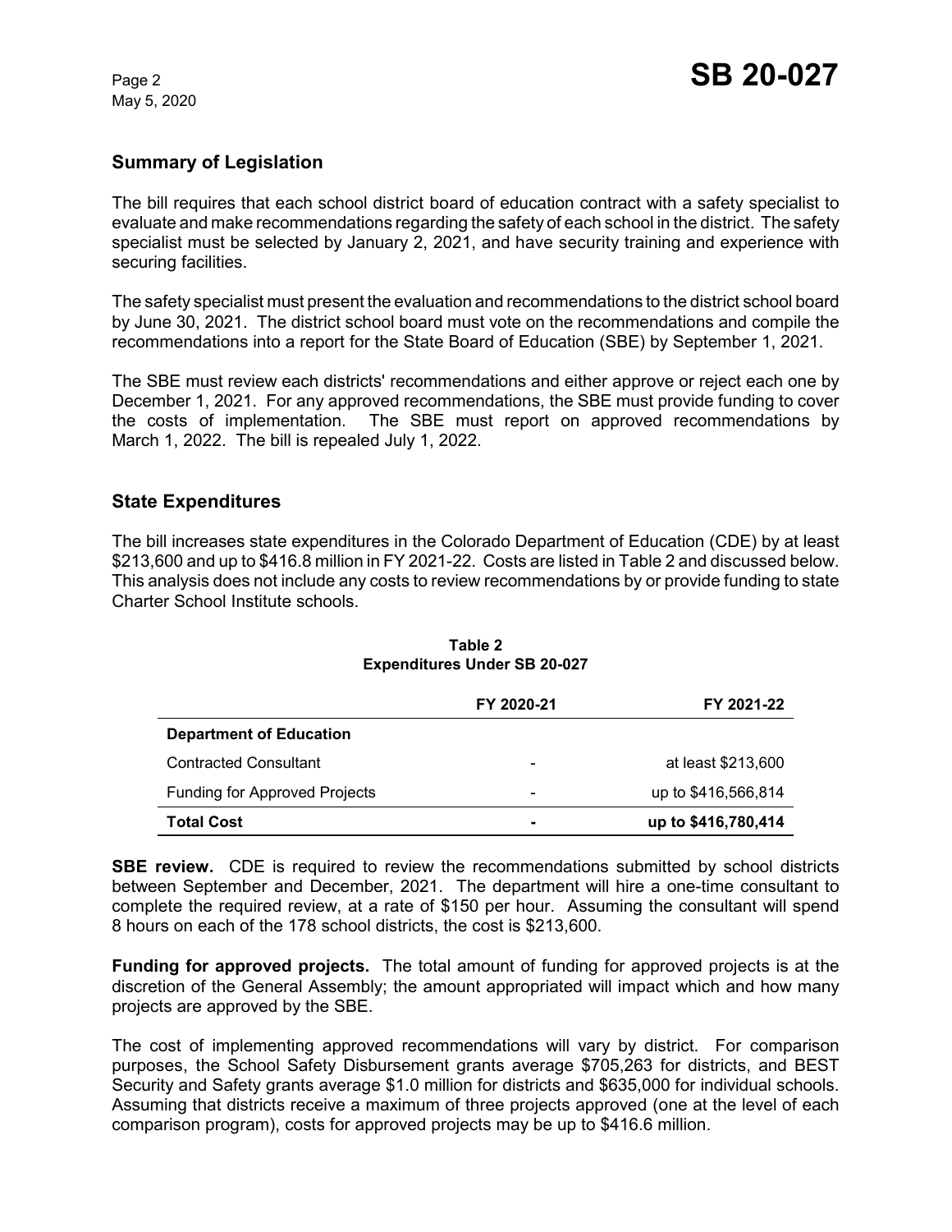## Summary of Legislation

The bill requires that each school district board of education contract with a safety specialist to evaluate and make recommendations regarding the safety of each school in the district. The safety specialist must be selected by January 2, 2021, and have security training and experience with securing facilities.

The safety specialist must present the evaluation and recommendations to the district school board by June 30, 2021. The district school board must vote on the recommendations and compile the recommendations into a report for the State Board of Education (SBE) by September 1, 2021.

The SBE must review each districts' recommendations and either approve or reject each one by December 1, 2021. For any approved recommendations, the SBE must provide funding to cover the costs of implementation. The SBE must report on approved recommendations by March 1, 2022. The bill is repealed July 1, 2022.

## State Expenditures

The bill increases state expenditures in the Colorado Department of Education (CDE) by at least $213,600 and up to $416.8 million in FY 2021-22. Costs are listed in Table 2 and discussed below. This analysis does not include any costs to review recommendations by or provide funding to state Charter School Institute schools.

**Table 2**
**Expenditures Under SB 20-027**

| | FY 2020-21 | FY 2021-22 |
|---|---|---|
| **Department of Education** | | |
| Contracted Consultant | - | at least $213,600 |
| Funding for Approved Projects | - | up to $416,566,814 |
| **Total Cost** | **-** | **up to $416,780,414** |

**SBE review.** CDE is required to review the recommendations submitted by school districts between September and December, 2021. The department will hire a one-time consultant to complete the required review, at a rate of $150 per hour. Assuming the consultant will spend 8 hours on each of the 178 school districts, the cost is $213,600.

**Funding for approved projects.** The total amount of funding for approved projects is at the discretion of the General Assembly; the amount appropriated will impact which and how many projects are approved by the SBE.

The cost of implementing approved recommendations will vary by district. For comparison purposes, the School Safety Disbursement grants average $705,263 for districts, and BEST Security and Safety grants average $1.0 million for districts and $635,000 for individual schools. Assuming that districts receive a maximum of three projects approved (one at the level of each comparison program), costs for approved projects may be up to $416.6 million.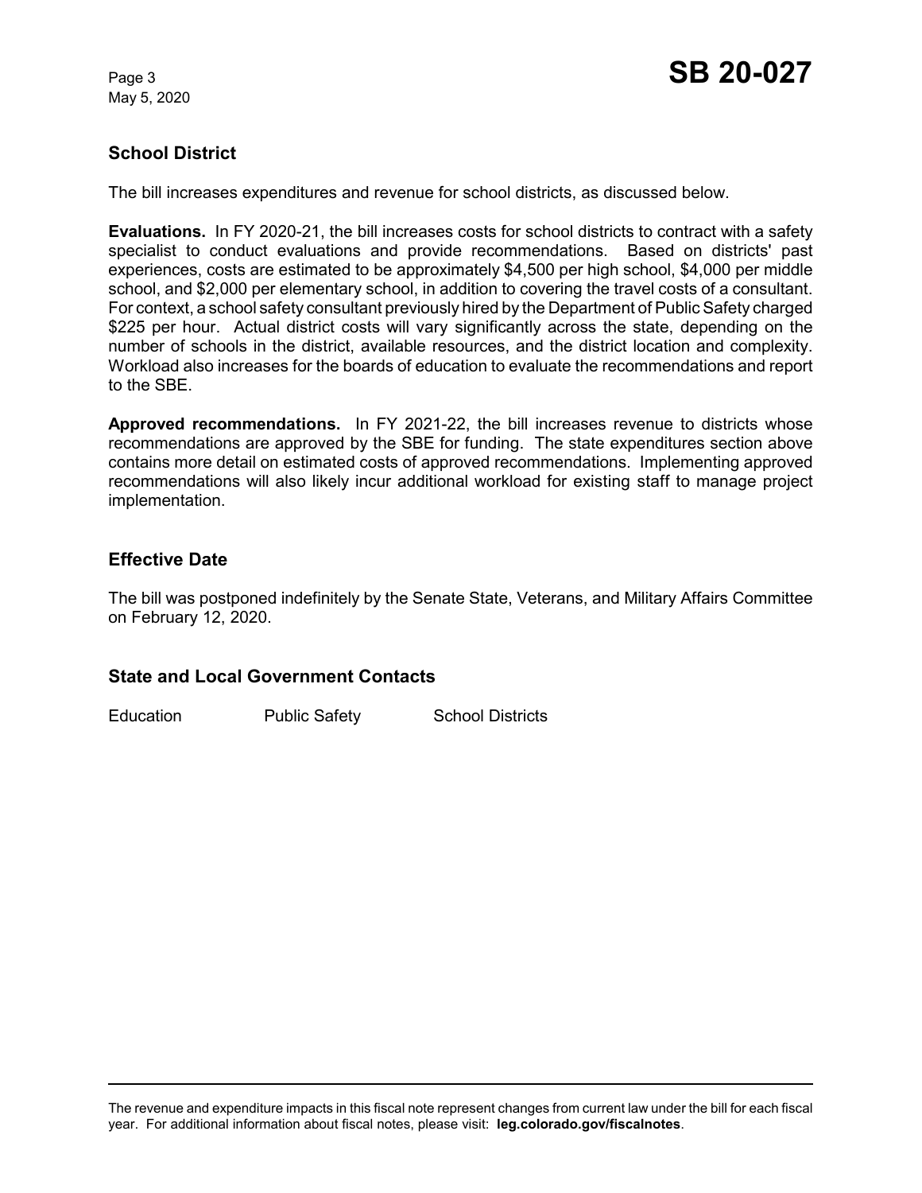## School District

The bill increases expenditures and revenue for school districts, as discussed below.

**Evaluations.** In FY 2020-21, the bill increases costs for school districts to contract with a safety specialist to conduct evaluations and provide recommendations. Based on districts' past experiences, costs are estimated to be approximately $4,500 per high school, $4,000 per middle school, and $2,000 per elementary school, in addition to covering the travel costs of a consultant. For context, a school safety consultant previously hired by the Department of Public Safety charged $225 per hour. Actual district costs will vary significantly across the state, depending on the number of schools in the district, available resources, and the district location and complexity. Workload also increases for the boards of education to evaluate the recommendations and report to the SBE.

**Approved recommendations.** In FY 2021-22, the bill increases revenue to districts whose recommendations are approved by the SBE for funding. The state expenditures section above contains more detail on estimated costs of approved recommendations. Implementing approved recommendations will also likely incur additional workload for existing staff to manage project implementation.

## Effective Date

The bill was postponed indefinitely by the Senate State, Veterans, and Military Affairs Committee on February 12, 2020.

## State and Local Government Contacts

Education    Public Safety    School Districts

The revenue and expenditure impacts in this fiscal note represent changes from current law under the bill for each fiscal year. For additional information about fiscal notes, please visit: **leg.colorado.gov/fiscalnotes**.